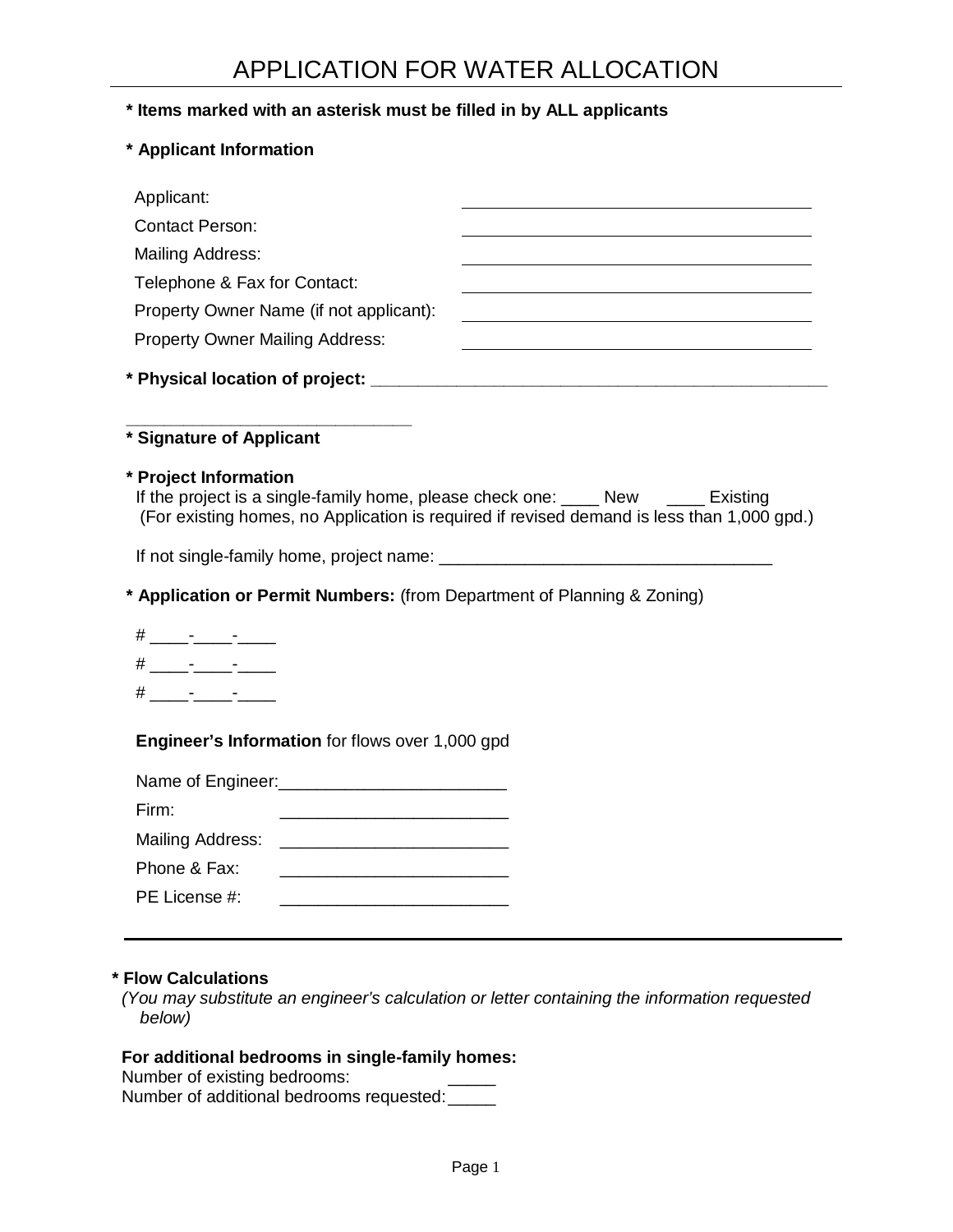# APPLICATION FOR WATER ALLOCATION

**\* Items marked with an asterisk must be filled in by ALL applicants**

**\* Applicant Information**

| | |
|---|---|
| Applicant: | ________________________ |
| Contact Person: | ________________________ |
| Mailing Address: | ________________________ |
| Telephone & Fax for Contact: | ________________________ |
| Property Owner Name (if not applicant): | ________________________ |
| Property Owner Mailing Address: | ________________________ |

**\* Physical location of project:** ______________________________________________

______________________________

**\* Signature of Applicant**

**\* Project Information**

If the project is a single-family home, please check one: ____ New ____ Existing
(For existing homes, no Application is required if revised demand is less than 1,000 gpd.)

If not single-family home, project name: ___________________________________

**\* Application or Permit Numbers:** (from Department of Planning & Zoning)

\# ____-____-____

\# ____-____-____

\# ____-____-____

**Engineer's Information** for flows over 1,000 gpd

Name of Engineer:________________________

Firm: ________________________

Mailing Address: ________________________

Phone & Fax: ________________________

PE License #: ________________________

---

**\* Flow Calculations**

*(You may substitute an engineer's calculation or letter containing the information requested below)*

**For additional bedrooms in single-family homes:**

Number of existing bedrooms: _____

Number of additional bedrooms requested: _____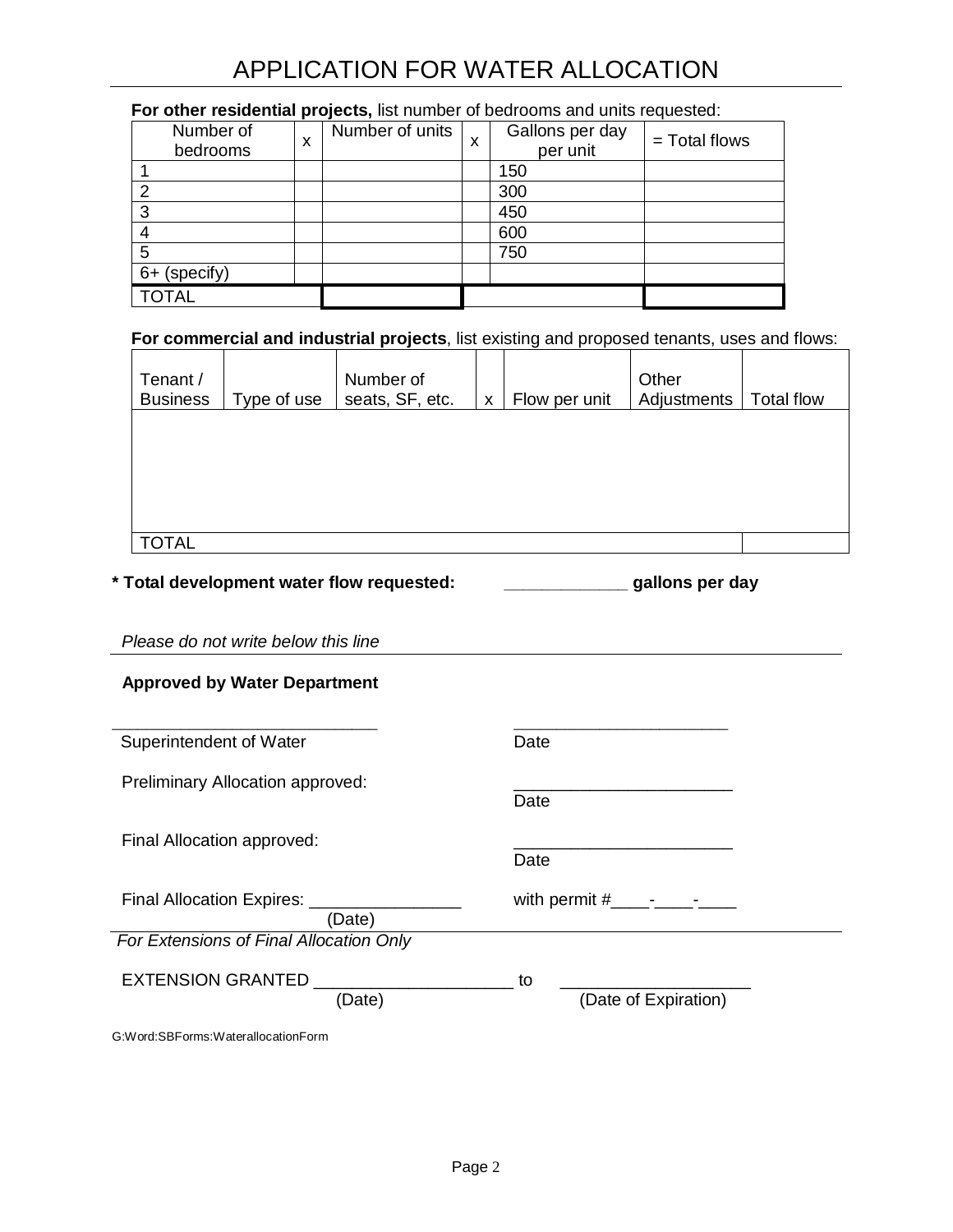# APPLICATION FOR WATER ALLOCATION

**For other residential projects,** list number of bedrooms and units requested:

| Number of bedrooms | x | Number of units | x | Gallons per day per unit | = Total flows |
|---|---|---|---|---|---|
| 1 | | | | 150 | |
| 2 | | | | 300 | |
| 3 | | | | 450 | |
| 4 | | | | 600 | |
| 5 | | | | 750 | |
| 6+ (specify) | | | | | |
| TOTAL | | | | | |

**For commercial and industrial projects**, list existing and proposed tenants, uses and flows:

| Tenant / Business | Type of use | Number of seats, SF, etc. | x | Flow per unit | Other Adjustments | Total flow |
|---|---|---|---|---|---|---|
| | | | | | | |
| TOTAL | | | | | | |

**\* Total development water flow requested:** _____________ **gallons per day**

*Please do not write below this line*

---

**Approved by Water Department**

____________________________ Superintendent of Water

_______________________ Date

Preliminary Allocation approved: _______________________ Date

Final Allocation approved: _______________________ Date

Final Allocation Expires: ________________ (Date) with permit #____-____-____

---

*For Extensions of Final Allocation Only*

EXTENSION GRANTED _____________________ (Date) to ___________________ (Date of Expiration)

G:Word:SBForms:WaterallocationForm